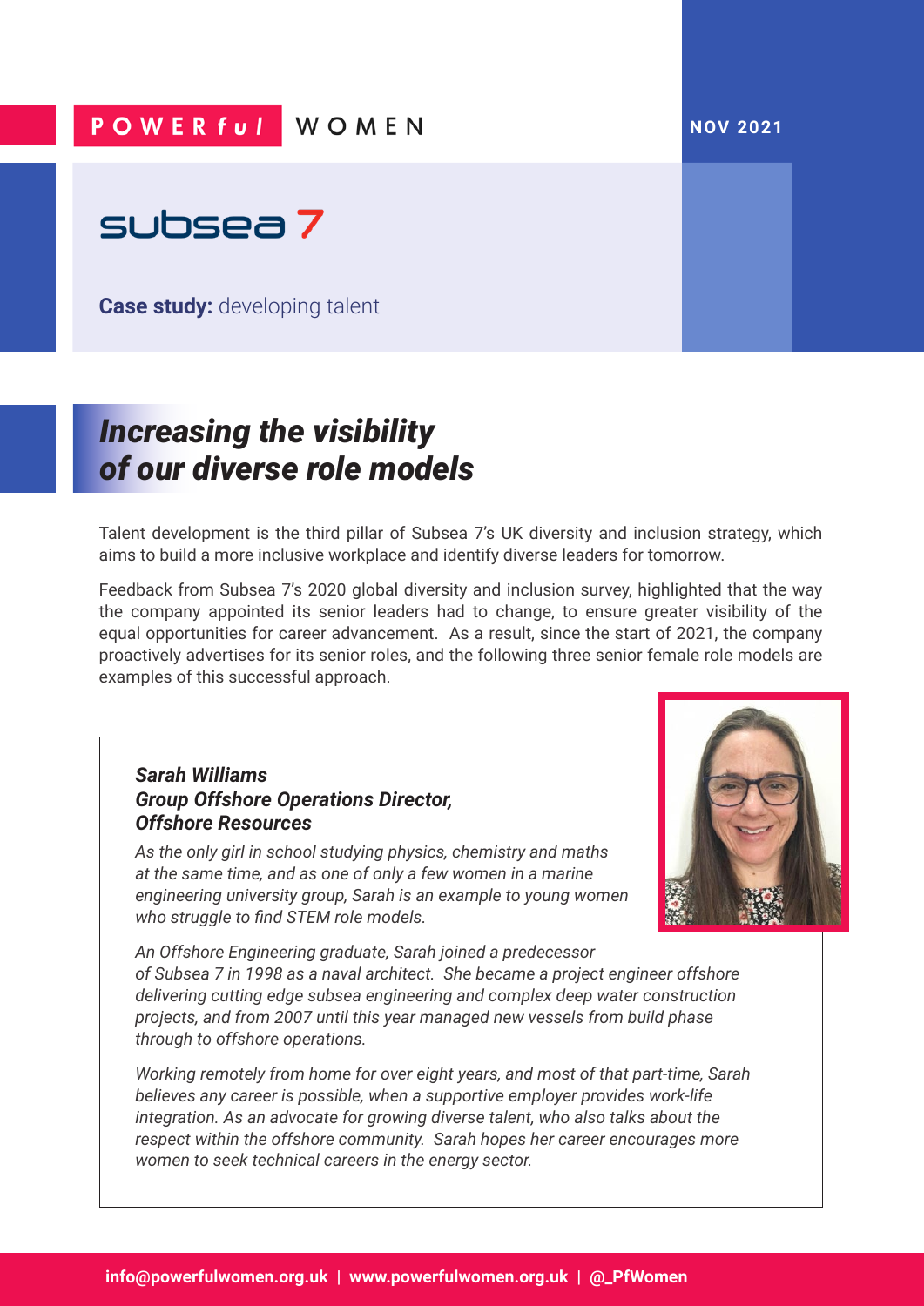POWERful WOMEN

NOV 2021

subsea 7

**Case study:** developing talent

# *Increasing the visibility of our diverse role models*

Talent development is the third pillar of Subsea 7's UK diversity and inclusion strategy, which aims to build a more inclusive workplace and identify diverse leaders for tomorrow.

Feedback from Subsea 7's 2020 global diversity and inclusion survey, highlighted that the way the company appointed its senior leaders had to change, to ensure greater visibility of the equal opportunities for career advancement. As a result, since the start of 2021, the company proactively advertises for its senior roles, and the following three senior female role models are examples of this successful approach.

***Sarah Williams***
***Group Offshore Operations Director, Offshore Resources***

*As the only girl in school studying physics, chemistry and maths at the same time, and as one of only a few women in a marine engineering university group, Sarah is an example to young women who struggle to find STEM role models.*

*An Offshore Engineering graduate, Sarah joined a predecessor of Subsea 7 in 1998 as a naval architect. She became a project engineer offshore delivering cutting edge subsea engineering and complex deep water construction projects, and from 2007 until this year managed new vessels from build phase through to offshore operations.*

*Working remotely from home for over eight years, and most of that part-time, Sarah believes any career is possible, when a supportive employer provides work-life integration. As an advocate for growing diverse talent, who also talks about the respect within the offshore community. Sarah hopes her career encourages more women to seek technical careers in the energy sector.*

**info@powerfulwomen.org.uk | www.powerfulwomen.org.uk | @_PfWomen**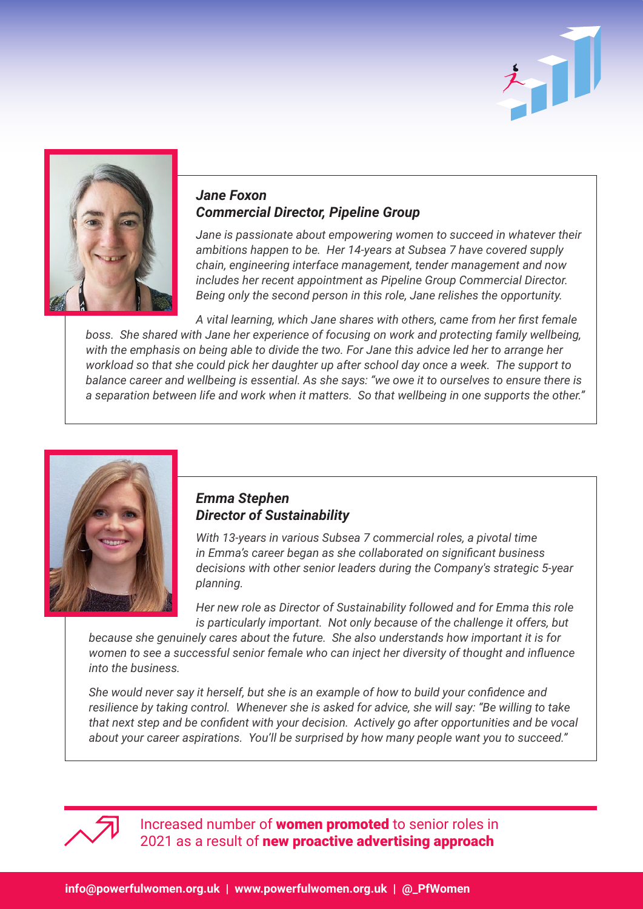***Jane Foxon***
***Commercial Director, Pipeline Group***

*Jane is passionate about empowering women to succeed in whatever their ambitions happen to be. Her 14-years at Subsea 7 have covered supply chain, engineering interface management, tender management and now includes her recent appointment as Pipeline Group Commercial Director. Being only the second person in this role, Jane relishes the opportunity.*

*A vital learning, which Jane shares with others, came from her first female boss. She shared with Jane her experience of focusing on work and protecting family wellbeing, with the emphasis on being able to divide the two. For Jane this advice led her to arrange her workload so that she could pick her daughter up after school day once a week. The support to balance career and wellbeing is essential. As she says: "we owe it to ourselves to ensure there is a separation between life and work when it matters. So that wellbeing in one supports the other."*

***Emma Stephen***
***Director of Sustainability***

*With 13-years in various Subsea 7 commercial roles, a pivotal time in Emma's career began as she collaborated on significant business decisions with other senior leaders during the Company's strategic 5-year planning.*

*Her new role as Director of Sustainability followed and for Emma this role is particularly important. Not only because of the challenge it offers, but because she genuinely cares about the future. She also understands how important it is for women to see a successful senior female who can inject her diversity of thought and influence into the business.*

*She would never say it herself, but she is an example of how to build your confidence and resilience by taking control. Whenever she is asked for advice, she will say: "Be willing to take that next step and be confident with your decision. Actively go after opportunities and be vocal about your career aspirations. You'll be surprised by how many people want you to succeed."*

Increased number of **women promoted** to senior roles in 2021 as a result of **new proactive advertising approach**

**info@powerfulwomen.org.uk | www.powerfulwomen.org.uk | @_PfWomen**